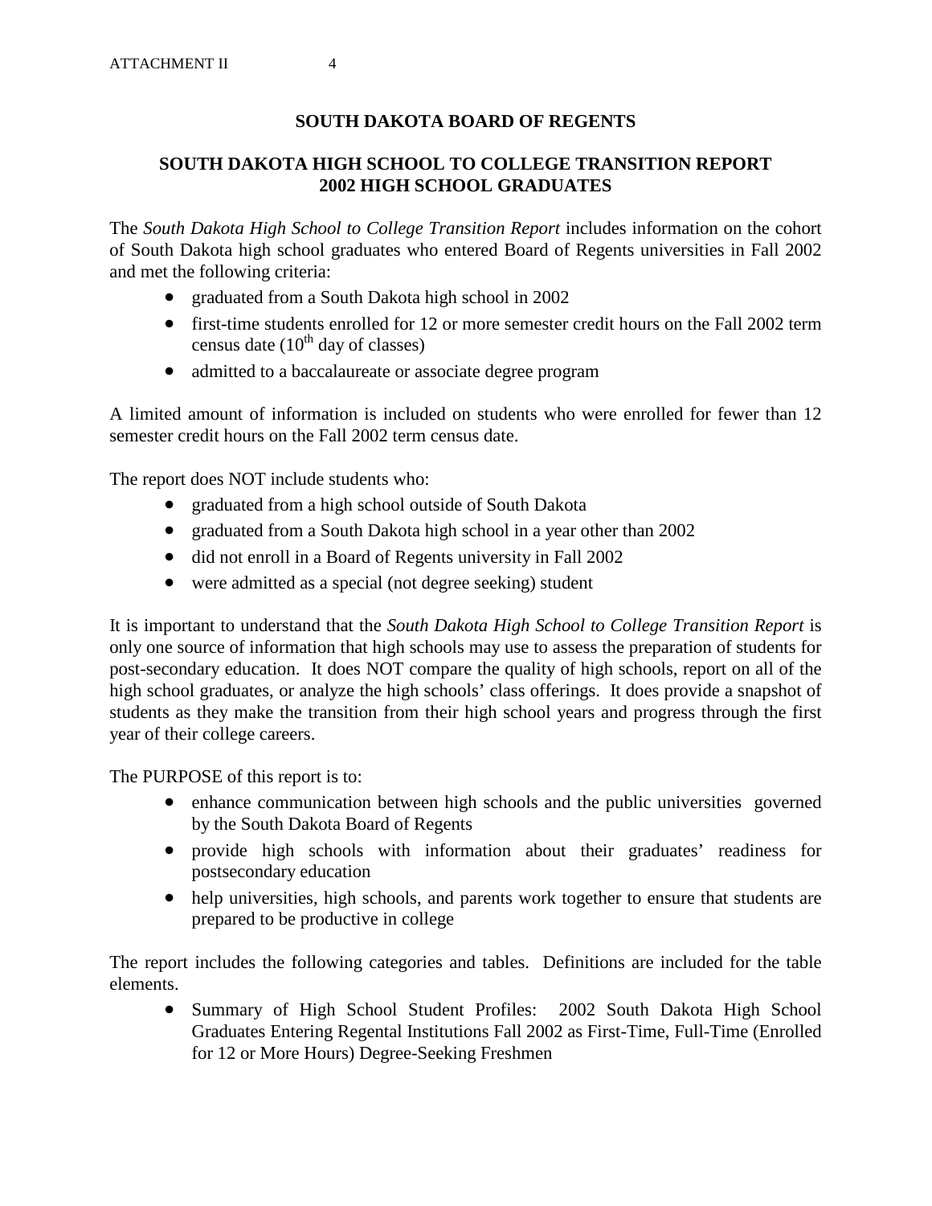## SOUTH DAKOTA BOARD OF REGENTS

## SOUTH DAKOTA HIGH SCHOOL TO COLLEGE TRANSITION REPORT 2002 HIGH SCHOOL GRADUATES

The *South Dakota High School to College Transition Report* includes information on the cohort of South Dakota high school graduates who entered Board of Regents universities in Fall 2002 and met the following criteria:

- graduated from a South Dakota high school in 2002
- first-time students enrolled for 12 or more semester credit hours on the Fall 2002 term census date (10th day of classes)
- admitted to a baccalaureate or associate degree program

A limited amount of information is included on students who were enrolled for fewer than 12 semester credit hours on the Fall 2002 term census date.

The report does NOT include students who:

- graduated from a high school outside of South Dakota
- graduated from a South Dakota high school in a year other than 2002
- did not enroll in a Board of Regents university in Fall 2002
- were admitted as a special (not degree seeking) student

It is important to understand that the *South Dakota High School to College Transition Report* is only one source of information that high schools may use to assess the preparation of students for post-secondary education. It does NOT compare the quality of high schools, report on all of the high school graduates, or analyze the high schools' class offerings. It does provide a snapshot of students as they make the transition from their high school years and progress through the first year of their college careers.

The PURPOSE of this report is to:

- enhance communication between high schools and the public universities governed by the South Dakota Board of Regents
- provide high schools with information about their graduates' readiness for postsecondary education
- help universities, high schools, and parents work together to ensure that students are prepared to be productive in college

The report includes the following categories and tables. Definitions are included for the table elements.

- Summary of High School Student Profiles: 2002 South Dakota High School Graduates Entering Regental Institutions Fall 2002 as First-Time, Full-Time (Enrolled for 12 or More Hours) Degree-Seeking Freshmen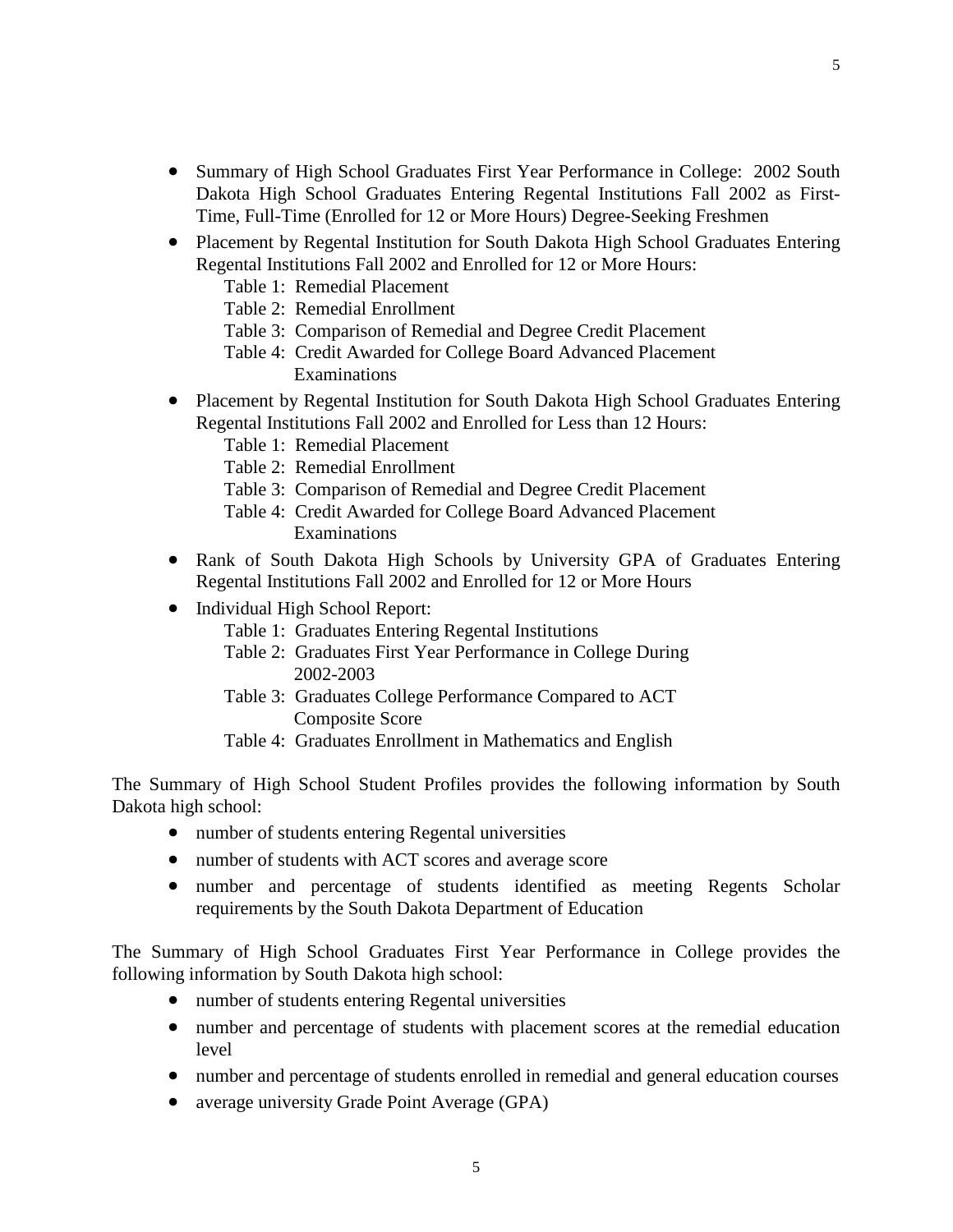- Summary of High School Graduates First Year Performance in College: 2002 South Dakota High School Graduates Entering Regental Institutions Fall 2002 as First-Time, Full-Time (Enrolled for 12 or More Hours) Degree-Seeking Freshmen
- Placement by Regental Institution for South Dakota High School Graduates Entering Regental Institutions Fall 2002 and Enrolled for 12 or More Hours:
  - Table 1: Remedial Placement
  - Table 2: Remedial Enrollment
  - Table 3: Comparison of Remedial and Degree Credit Placement
  - Table 4: Credit Awarded for College Board Advanced Placement Examinations
- Placement by Regental Institution for South Dakota High School Graduates Entering Regental Institutions Fall 2002 and Enrolled for Less than 12 Hours:
  - Table 1: Remedial Placement
  - Table 2: Remedial Enrollment
  - Table 3: Comparison of Remedial and Degree Credit Placement
  - Table 4: Credit Awarded for College Board Advanced Placement Examinations
- Rank of South Dakota High Schools by University GPA of Graduates Entering Regental Institutions Fall 2002 and Enrolled for 12 or More Hours
- Individual High School Report:
  - Table 1: Graduates Entering Regental Institutions
  - Table 2: Graduates First Year Performance in College During 2002-2003
  - Table 3: Graduates College Performance Compared to ACT Composite Score
  - Table 4: Graduates Enrollment in Mathematics and English

The Summary of High School Student Profiles provides the following information by South Dakota high school:

- number of students entering Regental universities
- number of students with ACT scores and average score
- number and percentage of students identified as meeting Regents Scholar requirements by the South Dakota Department of Education

The Summary of High School Graduates First Year Performance in College provides the following information by South Dakota high school:

- number of students entering Regental universities
- number and percentage of students with placement scores at the remedial education level
- number and percentage of students enrolled in remedial and general education courses
- average university Grade Point Average (GPA)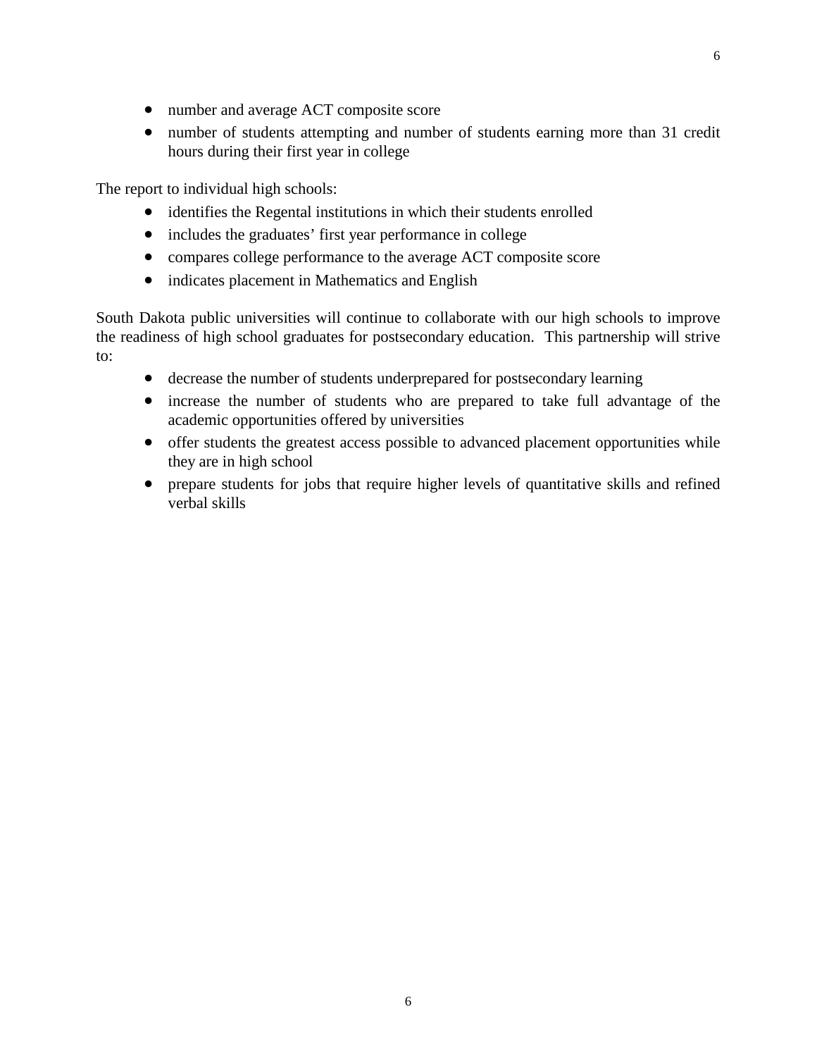- number and average ACT composite score
- number of students attempting and number of students earning more than 31 credit hours during their first year in college

The report to individual high schools:

- identifies the Regental institutions in which their students enrolled
- includes the graduates' first year performance in college
- compares college performance to the average ACT composite score
- indicates placement in Mathematics and English

South Dakota public universities will continue to collaborate with our high schools to improve the readiness of high school graduates for postsecondary education. This partnership will strive to:

- decrease the number of students underprepared for postsecondary learning
- increase the number of students who are prepared to take full advantage of the academic opportunities offered by universities
- offer students the greatest access possible to advanced placement opportunities while they are in high school
- prepare students for jobs that require higher levels of quantitative skills and refined verbal skills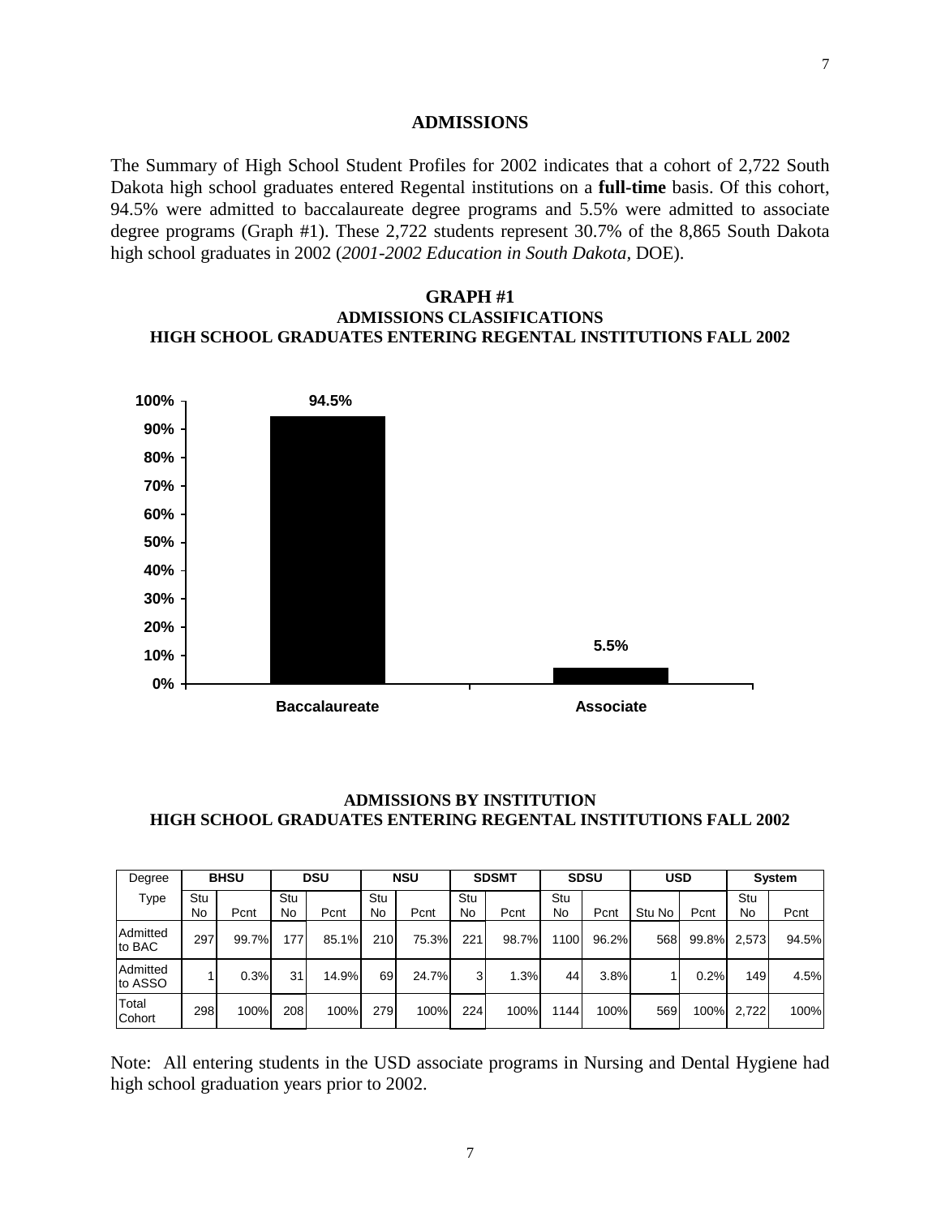## ADMISSIONS

The Summary of High School Student Profiles for 2002 indicates that a cohort of 2,722 South Dakota high school graduates entered Regental institutions on a **full-time** basis. Of this cohort, 94.5% were admitted to baccalaureate degree programs and 5.5% were admitted to associate degree programs (Graph #1). These 2,722 students represent 30.7% of the 8,865 South Dakota high school graduates in 2002 (*2001-2002 Education in South Dakota*, DOE).

**GRAPH #1**
**ADMISSIONS CLASSIFICATIONS**
**HIGH SCHOOL GRADUATES ENTERING REGENTAL INSTITUTIONS FALL 2002**

| Classification | Percent |
|---|---|
| Baccalaureate | 94.5% |
| Associate | 5.5% |

**ADMISSIONS BY INSTITUTION**
**HIGH SCHOOL GRADUATES ENTERING REGENTAL INSTITUTIONS FALL 2002**

| Degree | BHSU | | DSU | | NSU | | SDSMT | | SDSU | | USD | | System | |
|---|---|---|---|---|---|---|---|---|---|---|---|---|---|---|
| Type | Stu No | Pcnt | Stu No | Pcnt | Stu No | Pcnt | Stu No | Pcnt | Stu No | Pcnt | Stu No | Pcnt | Stu No | Pcnt |
| Admitted to BAC | 297 | 99.7% | 177 | 85.1% | 210 | 75.3% | 221 | 98.7% | 1100 | 96.2% | 568 | 99.8% | 2,573 | 94.5% |
| Admitted to ASSO | 1 | 0.3% | 31 | 14.9% | 69 | 24.7% | 3 | 1.3% | 44 | 3.8% | 1 | 0.2% | 149 | 4.5% |
| Total Cohort | 298 | 100% | 208 | 100% | 279 | 100% | 224 | 100% | 1144 | 100% | 569 | 100% | 2,722 | 100% |

Note: All entering students in the USD associate programs in Nursing and Dental Hygiene had high school graduation years prior to 2002.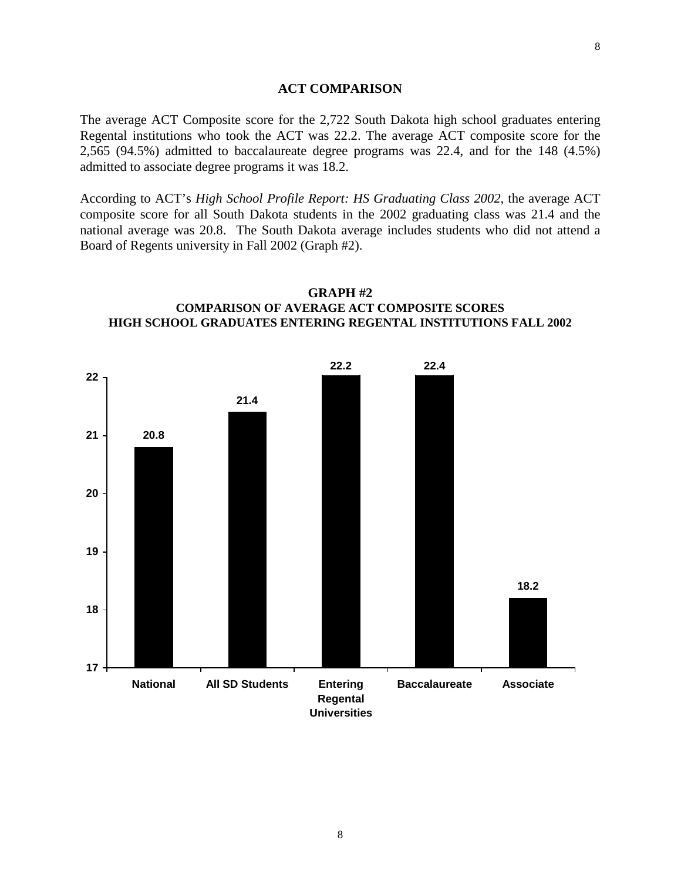## ACT COMPARISON

The average ACT Composite score for the 2,722 South Dakota high school graduates entering Regental institutions who took the ACT was 22.2. The average ACT composite score for the 2,565 (94.5%) admitted to baccalaureate degree programs was 22.4, and for the 148 (4.5%) admitted to associate degree programs it was 18.2.

According to ACT's *High School Profile Report: HS Graduating Class 2002*, the average ACT composite score for all South Dakota students in the 2002 graduating class was 21.4 and the national average was 20.8. The South Dakota average includes students who did not attend a Board of Regents university in Fall 2002 (Graph #2).

**GRAPH #2**
**COMPARISON OF AVERAGE ACT COMPOSITE SCORES**
**HIGH SCHOOL GRADUATES ENTERING REGENTAL INSTITUTIONS FALL 2002**

| Group | Average ACT Composite |
|---|---|
| National | 20.8 |
| All SD Students | 21.4 |
| Entering Regental Universities | 22.2 |
| Baccalaureate | 22.4 |
| Associate | 18.2 |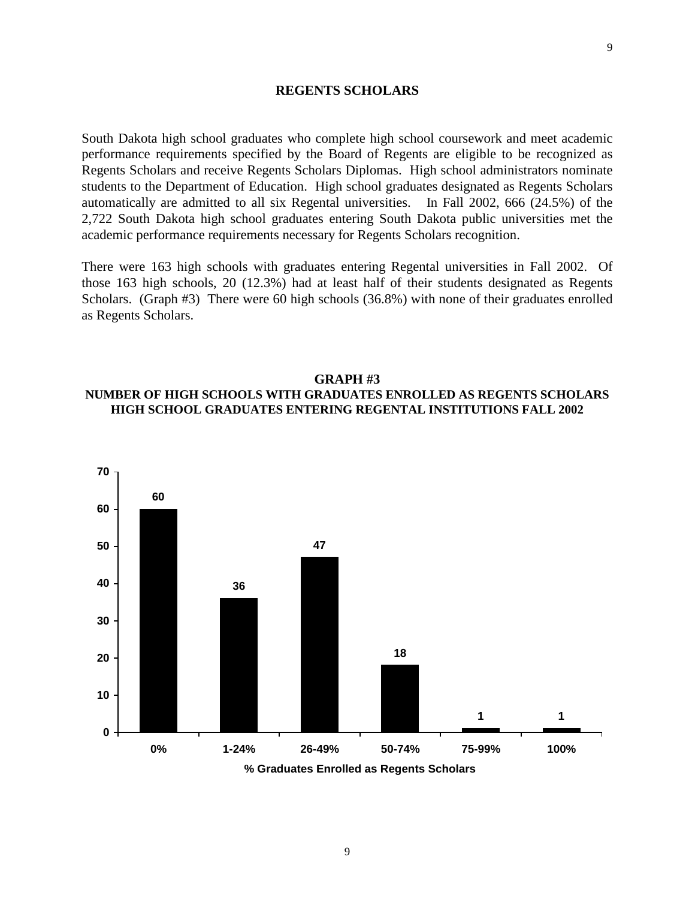## REGENTS SCHOLARS

South Dakota high school graduates who complete high school coursework and meet academic performance requirements specified by the Board of Regents are eligible to be recognized as Regents Scholars and receive Regents Scholars Diplomas. High school administrators nominate students to the Department of Education. High school graduates designated as Regents Scholars automatically are admitted to all six Regental universities. In Fall 2002, 666 (24.5%) of the 2,722 South Dakota high school graduates entering South Dakota public universities met the academic performance requirements necessary for Regents Scholars recognition.

There were 163 high schools with graduates entering Regental universities in Fall 2002. Of those 163 high schools, 20 (12.3%) had at least half of their students designated as Regents Scholars. (Graph #3) There were 60 high schools (36.8%) with none of their graduates enrolled as Regents Scholars.

**GRAPH #3**
**NUMBER OF HIGH SCHOOLS WITH GRADUATES ENROLLED AS REGENTS SCHOLARS**
**HIGH SCHOOL GRADUATES ENTERING REGENTAL INSTITUTIONS FALL 2002**

| % Graduates Enrolled as Regents Scholars | Number of High Schools |
|---|---|
| 0% | 60 |
| 1-24% | 36 |
| 26-49% | 47 |
| 50-74% | 18 |
| 75-99% | 1 |
| 100% | 1 |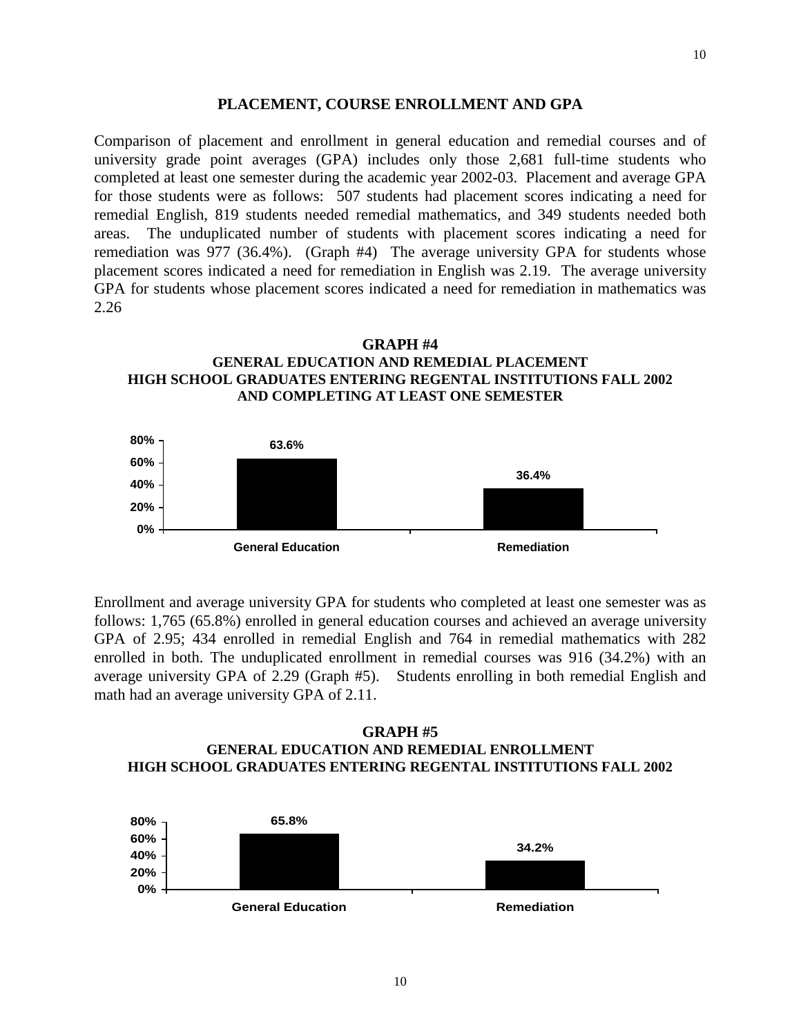## PLACEMENT, COURSE ENROLLMENT AND GPA

Comparison of placement and enrollment in general education and remedial courses and of university grade point averages (GPA) includes only those 2,681 full-time students who completed at least one semester during the academic year 2002-03. Placement and average GPA for those students were as follows: 507 students had placement scores indicating a need for remedial English, 819 students needed remedial mathematics, and 349 students needed both areas. The unduplicated number of students with placement scores indicating a need for remediation was 977 (36.4%). (Graph #4) The average university GPA for students whose placement scores indicated a need for remediation in English was 2.19. The average university GPA for students whose placement scores indicated a need for remediation in mathematics was 2.26

**GRAPH #4**
**GENERAL EDUCATION AND REMEDIAL PLACEMENT**
**HIGH SCHOOL GRADUATES ENTERING REGENTAL INSTITUTIONS FALL 2002 AND COMPLETING AT LEAST ONE SEMESTER**

| General Education | Remediation |
|---|---|
| 63.6% | 36.4% |

Enrollment and average university GPA for students who completed at least one semester was as follows: 1,765 (65.8%) enrolled in general education courses and achieved an average university GPA of 2.95; 434 enrolled in remedial English and 764 in remedial mathematics with 282 enrolled in both. The unduplicated enrollment in remedial courses was 916 (34.2%) with an average university GPA of 2.29 (Graph #5). Students enrolling in both remedial English and math had an average university GPA of 2.11.

**GRAPH #5**
**GENERAL EDUCATION AND REMEDIAL ENROLLMENT**
**HIGH SCHOOL GRADUATES ENTERING REGENTAL INSTITUTIONS FALL 2002**

| General Education | Remediation |
|---|---|
| 65.8% | 34.2% |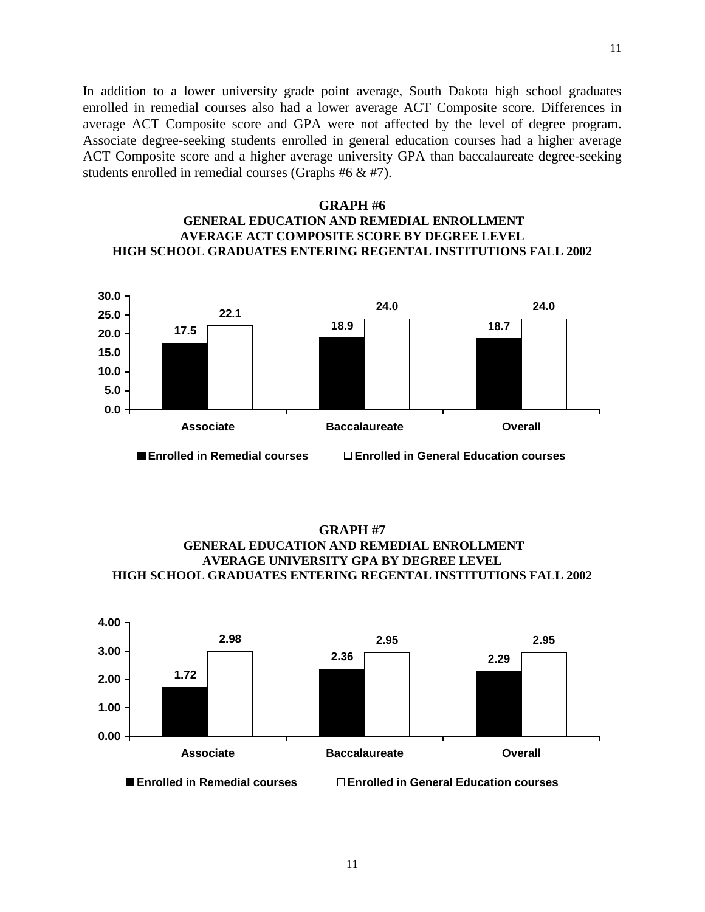In addition to a lower university grade point average, South Dakota high school graduates enrolled in remedial courses also had a lower average ACT Composite score. Differences in average ACT Composite score and GPA were not affected by the level of degree program. Associate degree-seeking students enrolled in general education courses had a higher average ACT Composite score and a higher average university GPA than baccalaureate degree-seeking students enrolled in remedial courses (Graphs #6 & #7).

**GRAPH #6**
**GENERAL EDUCATION AND REMEDIAL ENROLLMENT**
**AVERAGE ACT COMPOSITE SCORE BY DEGREE LEVEL**
**HIGH SCHOOL GRADUATES ENTERING REGENTAL INSTITUTIONS FALL 2002**

| | Enrolled in Remedial courses | Enrolled in General Education courses |
|---|---|---|
| Associate | 17.5 | 22.1 |
| Baccalaureate | 18.9 | 24.0 |
| Overall | 18.7 | 24.0 |

**GRAPH #7**
**GENERAL EDUCATION AND REMEDIAL ENROLLMENT**
**AVERAGE UNIVERSITY GPA BY DEGREE LEVEL**
**HIGH SCHOOL GRADUATES ENTERING REGENTAL INSTITUTIONS FALL 2002**

| | Enrolled in Remedial courses | Enrolled in General Education courses |
|---|---|---|
| Associate | 1.72 | 2.98 |
| Baccalaureate | 2.36 | 2.95 |
| Overall | 2.29 | 2.95 |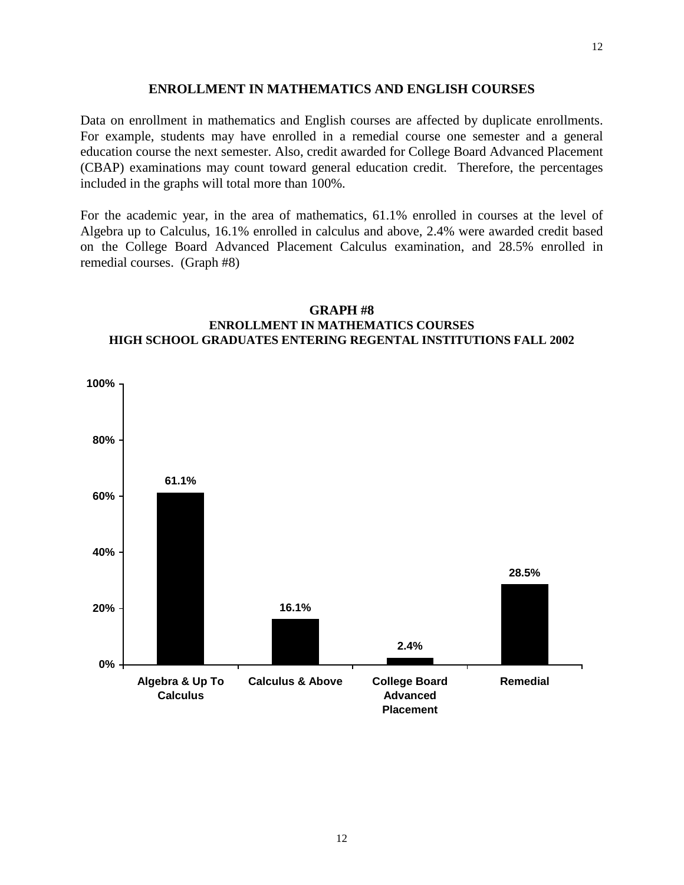## ENROLLMENT IN MATHEMATICS AND ENGLISH COURSES

Data on enrollment in mathematics and English courses are affected by duplicate enrollments. For example, students may have enrolled in a remedial course one semester and a general education course the next semester. Also, credit awarded for College Board Advanced Placement (CBAP) examinations may count toward general education credit. Therefore, the percentages included in the graphs will total more than 100%.

For the academic year, in the area of mathematics, 61.1% enrolled in courses at the level of Algebra up to Calculus, 16.1% enrolled in calculus and above, 2.4% were awarded credit based on the College Board Advanced Placement Calculus examination, and 28.5% enrolled in remedial courses. (Graph #8)

**GRAPH #8**
**ENROLLMENT IN MATHEMATICS COURSES**
**HIGH SCHOOL GRADUATES ENTERING REGENTAL INSTITUTIONS FALL 2002**

| Category | Percent |
| --- | --- |
| Algebra & Up To Calculus | 61.1% |
| Calculus & Above | 16.1% |
| College Board Advanced Placement | 2.4% |
| Remedial | 28.5% |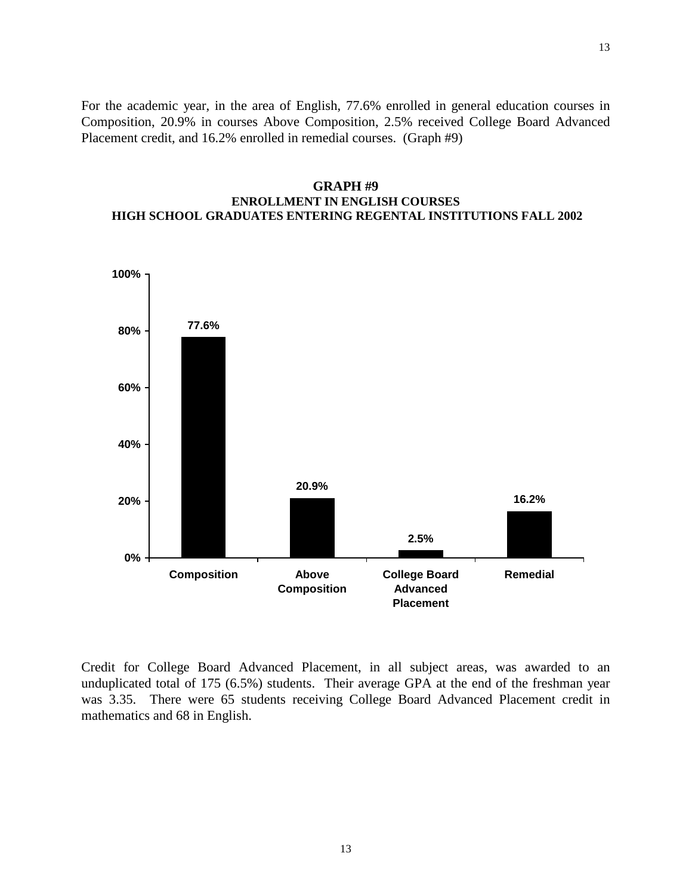For the academic year, in the area of English, 77.6% enrolled in general education courses in Composition, 20.9% in courses Above Composition, 2.5% received College Board Advanced Placement credit, and 16.2% enrolled in remedial courses. (Graph #9)

**GRAPH #9**
**ENROLLMENT IN ENGLISH COURSES**
**HIGH SCHOOL GRADUATES ENTERING REGENTAL INSTITUTIONS FALL 2002**

| Category | Percent |
|---|---|
| Composition | 77.6% |
| Above Composition | 20.9% |
| College Board Advanced Placement | 2.5% |
| Remedial | 16.2% |

Credit for College Board Advanced Placement, in all subject areas, was awarded to an unduplicated total of 175 (6.5%) students. Their average GPA at the end of the freshman year was 3.35. There were 65 students receiving College Board Advanced Placement credit in mathematics and 68 in English.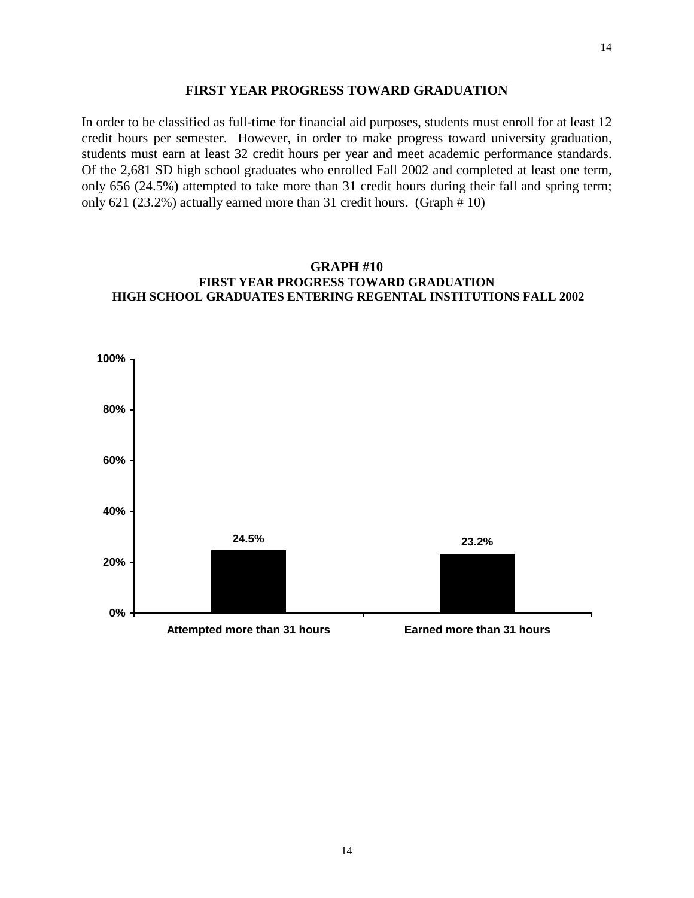## FIRST YEAR PROGRESS TOWARD GRADUATION

In order to be classified as full-time for financial aid purposes, students must enroll for at least 12 credit hours per semester. However, in order to make progress toward university graduation, students must earn at least 32 credit hours per year and meet academic performance standards. Of the 2,681 SD high school graduates who enrolled Fall 2002 and completed at least one term, only 656 (24.5%) attempted to take more than 31 credit hours during their fall and spring term; only 621 (23.2%) actually earned more than 31 credit hours. (Graph # 10)

**GRAPH #10**
**FIRST YEAR PROGRESS TOWARD GRADUATION**
**HIGH SCHOOL GRADUATES ENTERING REGENTAL INSTITUTIONS FALL 2002**

| | Percent |
|---|---|
| Attempted more than 31 hours | 24.5% |
| Earned more than 31 hours | 23.2% |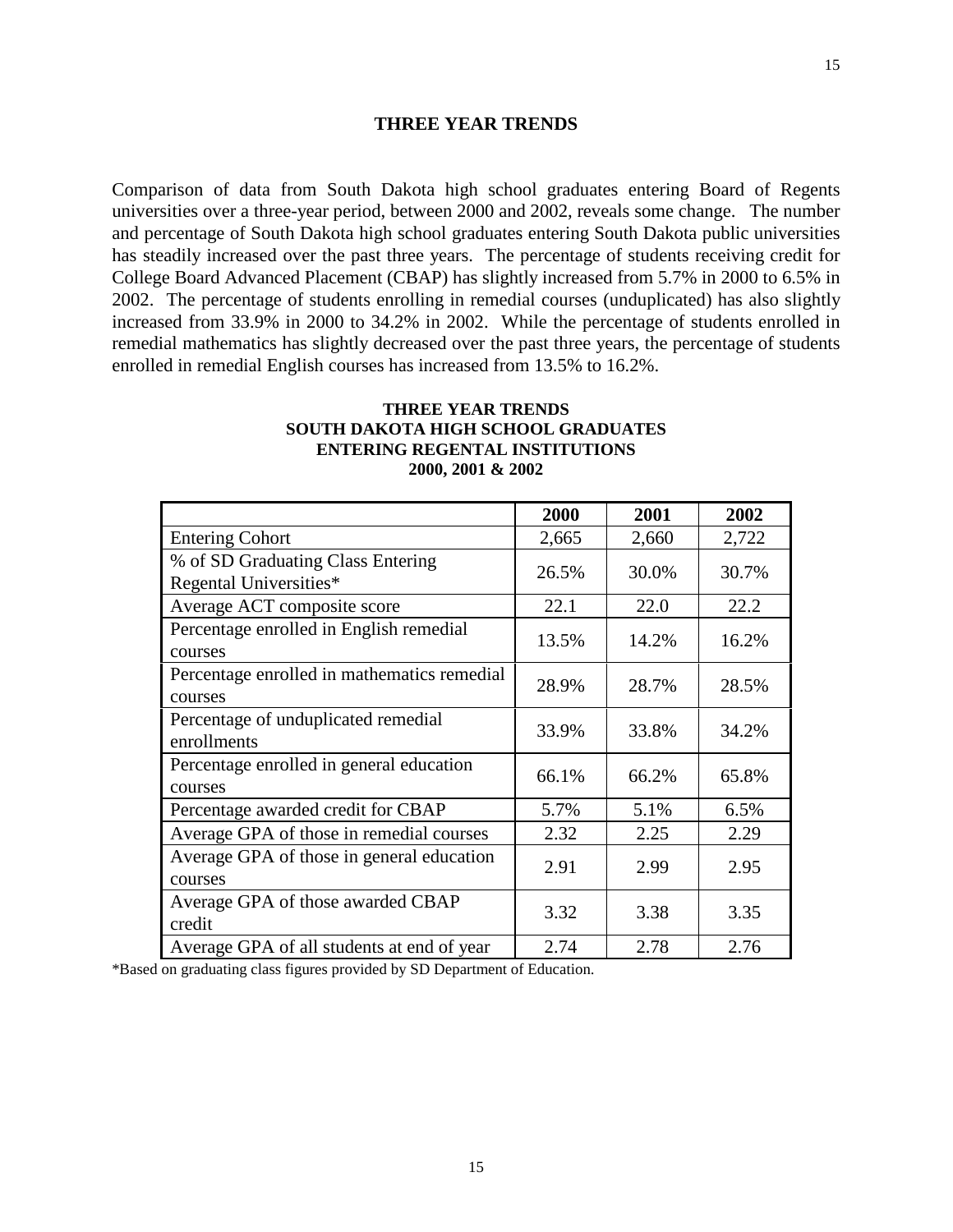## THREE YEAR TRENDS

Comparison of data from South Dakota high school graduates entering Board of Regents universities over a three-year period, between 2000 and 2002, reveals some change. The number and percentage of South Dakota high school graduates entering South Dakota public universities has steadily increased over the past three years. The percentage of students receiving credit for College Board Advanced Placement (CBAP) has slightly increased from 5.7% in 2000 to 6.5% in 2002. The percentage of students enrolling in remedial courses (unduplicated) has also slightly increased from 33.9% in 2000 to 34.2% in 2002. While the percentage of students enrolled in remedial mathematics has slightly decreased over the past three years, the percentage of students enrolled in remedial English courses has increased from 13.5% to 16.2%.

**THREE YEAR TRENDS**
**SOUTH DAKOTA HIGH SCHOOL GRADUATES**
**ENTERING REGENTAL INSTITUTIONS**
**2000, 2001 & 2002**

| | 2000 | 2001 | 2002 |
|---|---|---|---|
| Entering Cohort | 2,665 | 2,660 | 2,722 |
| % of SD Graduating Class Entering Regental Universities* | 26.5% | 30.0% | 30.7% |
| Average ACT composite score | 22.1 | 22.0 | 22.2 |
| Percentage enrolled in English remedial courses | 13.5% | 14.2% | 16.2% |
| Percentage enrolled in mathematics remedial courses | 28.9% | 28.7% | 28.5% |
| Percentage of unduplicated remedial enrollments | 33.9% | 33.8% | 34.2% |
| Percentage enrolled in general education courses | 66.1% | 66.2% | 65.8% |
| Percentage awarded credit for CBAP | 5.7% | 5.1% | 6.5% |
| Average GPA of those in remedial courses | 2.32 | 2.25 | 2.29 |
| Average GPA of those in general education courses | 2.91 | 2.99 | 2.95 |
| Average GPA of those awarded CBAP credit | 3.32 | 3.38 | 3.35 |
| Average GPA of all students at end of year | 2.74 | 2.78 | 2.76 |

*Based on graduating class figures provided by SD Department of Education.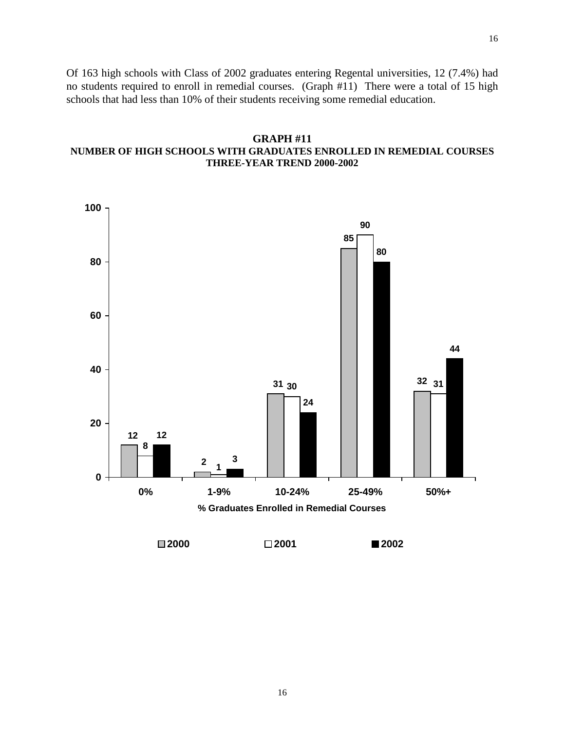Of 163 high schools with Class of 2002 graduates entering Regental universities, 12 (7.4%) had no students required to enroll in remedial courses. (Graph #11) There were a total of 15 high schools that had less than 10% of their students receiving some remedial education.

**GRAPH #11**
**NUMBER OF HIGH SCHOOLS WITH GRADUATES ENROLLED IN REMEDIAL COURSES**
**THREE-YEAR TREND 2000-2002**

| % Graduates Enrolled in Remedial Courses | 2000 | 2001 | 2002 |
|---|---|---|---|
| 0% | 12 | 8 | 12 |
| 1-9% | 2 | 1 | 3 |
| 10-24% | 31 | 30 | 24 |
| 25-49% | 85 | 90 | 80 |
| 50%+ | 32 | 31 | 44 |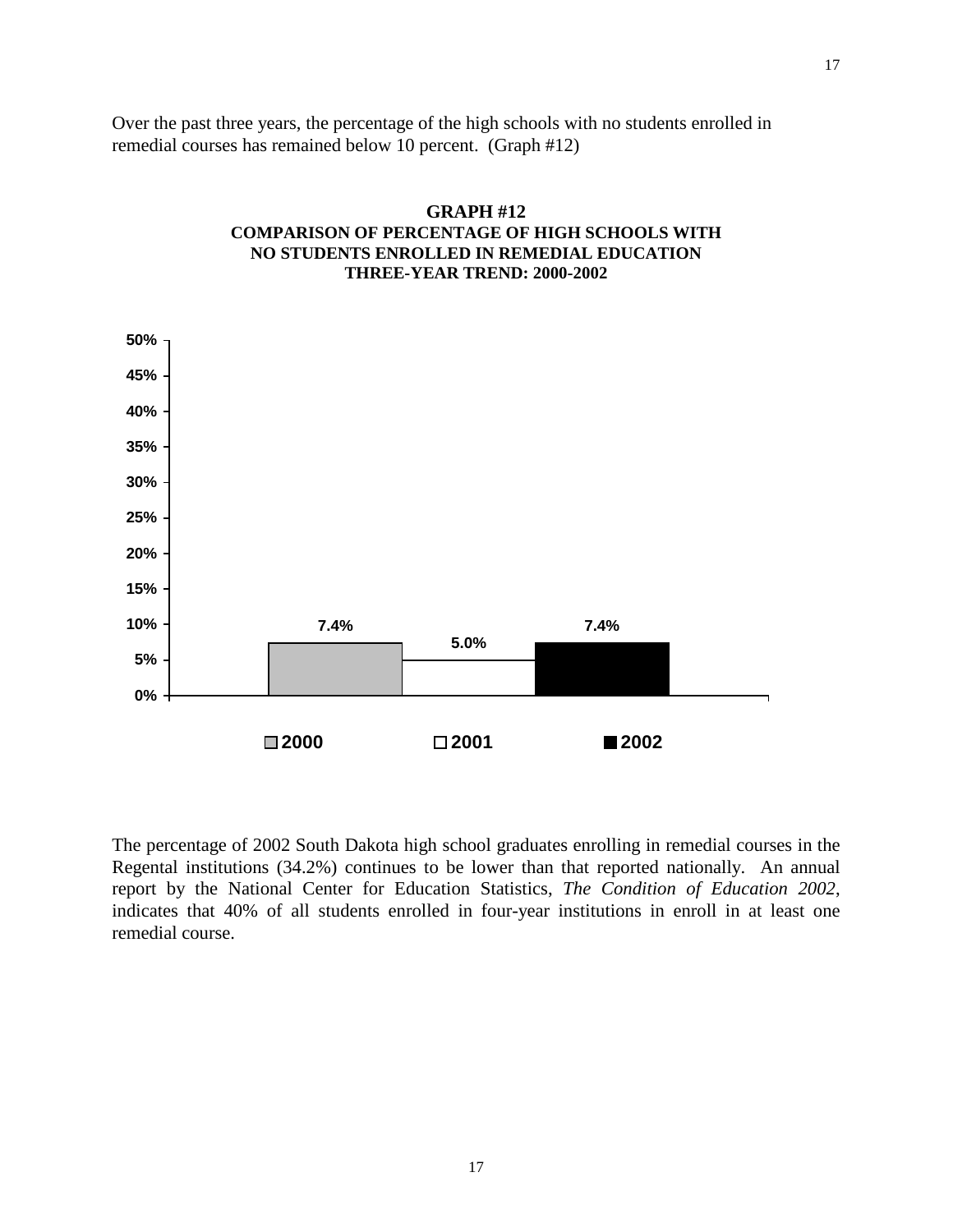Over the past three years, the percentage of the high schools with no students enrolled in remedial courses has remained below 10 percent. (Graph #12)

**GRAPH #12**
**COMPARISON OF PERCENTAGE OF HIGH SCHOOLS WITH NO STUDENTS ENROLLED IN REMEDIAL EDUCATION**
**THREE-YEAR TREND: 2000-2002**

| Year | Percentage |
| --- | --- |
| 2000 | 7.4% |
| 2001 | 5.0% |
| 2002 | 7.4% |

The percentage of 2002 South Dakota high school graduates enrolling in remedial courses in the Regental institutions (34.2%) continues to be lower than that reported nationally. An annual report by the National Center for Education Statistics, *The Condition of Education 2002*, indicates that 40% of all students enrolled in four-year institutions in enroll in at least one remedial course.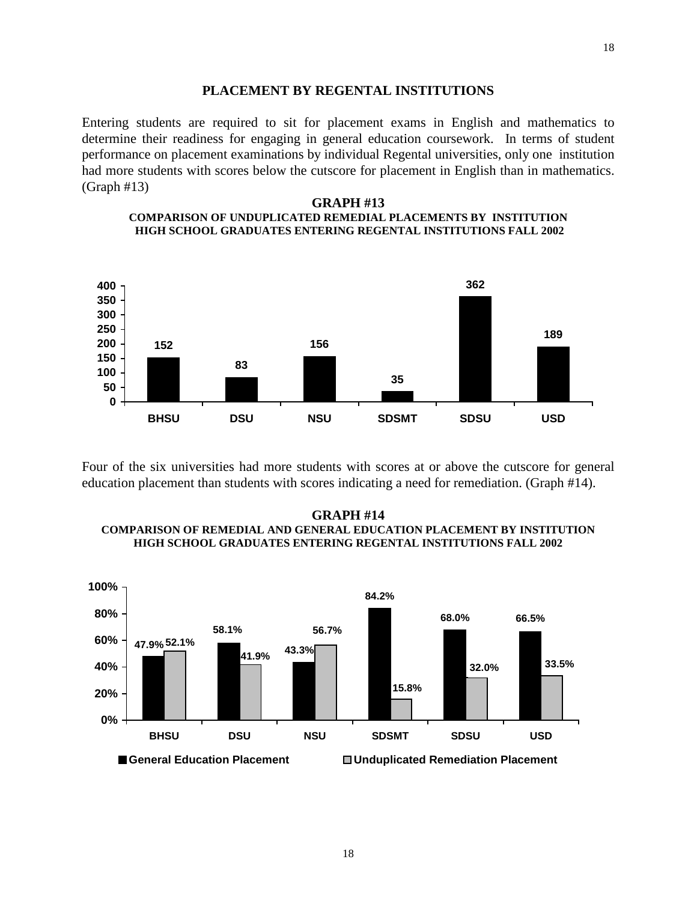## PLACEMENT BY REGENTAL INSTITUTIONS

Entering students are required to sit for placement exams in English and mathematics to determine their readiness for engaging in general education coursework. In terms of student performance on placement examinations by individual Regental universities, only one institution had more students with scores below the cutscore for placement in English than in mathematics. (Graph #13)

**GRAPH #13**
**COMPARISON OF UNDUPLICATED REMEDIAL PLACEMENTS BY INSTITUTION**
**HIGH SCHOOL GRADUATES ENTERING REGENTAL INSTITUTIONS FALL 2002**

| Institution | Unduplicated Remedial Placements |
|---|---|
| BHSU | 152 |
| DSU | 83 |
| NSU | 156 |
| SDSMT | 35 |
| SDSU | 362 |
| USD | 189 |

Four of the six universities had more students with scores at or above the cutscore for general education placement than students with scores indicating a need for remediation. (Graph #14).

**GRAPH #14**
**COMPARISON OF REMEDIAL AND GENERAL EDUCATION PLACEMENT BY INSTITUTION**
**HIGH SCHOOL GRADUATES ENTERING REGENTAL INSTITUTIONS FALL 2002**

| Institution | General Education Placement | Unduplicated Remediation Placement |
|---|---|---|
| BHSU | 47.9% | 52.1% |
| DSU | 58.1% | 41.9% |
| NSU | 43.3% | 56.7% |
| SDSMT | 84.2% | 15.8% |
| SDSU | 68.0% | 32.0% |
| USD | 66.5% | 33.5% |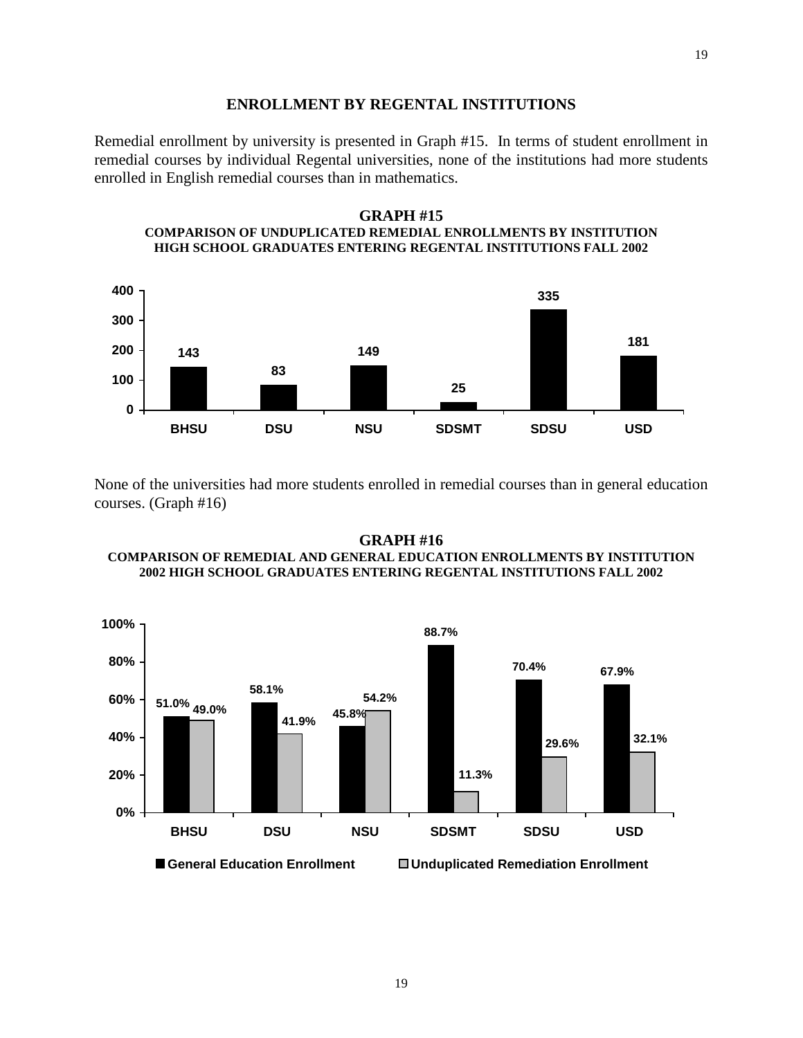## ENROLLMENT BY REGENTAL INSTITUTIONS

Remedial enrollment by university is presented in Graph #15. In terms of student enrollment in remedial courses by individual Regental universities, none of the institutions had more students enrolled in English remedial courses than in mathematics.

**GRAPH #15**
**COMPARISON OF UNDUPLICATED REMEDIAL ENROLLMENTS BY INSTITUTION**
**HIGH SCHOOL GRADUATES ENTERING REGENTAL INSTITUTIONS FALL 2002**

| Institution | Unduplicated Remedial Enrollments |
|---|---|
| BHSU | 143 |
| DSU | 83 |
| NSU | 149 |
| SDSMT | 25 |
| SDSU | 335 |
| USD | 181 |

None of the universities had more students enrolled in remedial courses than in general education courses. (Graph #16)

**GRAPH #16**
**COMPARISON OF REMEDIAL AND GENERAL EDUCATION ENROLLMENTS BY INSTITUTION**
**2002 HIGH SCHOOL GRADUATES ENTERING REGENTAL INSTITUTIONS FALL 2002**

| Institution | General Education Enrollment | Unduplicated Remediation Enrollment |
|---|---|---|
| BHSU | 51.0% | 49.0% |
| DSU | 58.1% | 41.9% |
| NSU | 45.8% | 54.2% |
| SDSMT | 88.7% | 11.3% |
| SDSU | 70.4% | 29.6% |
| USD | 67.9% | 32.1% |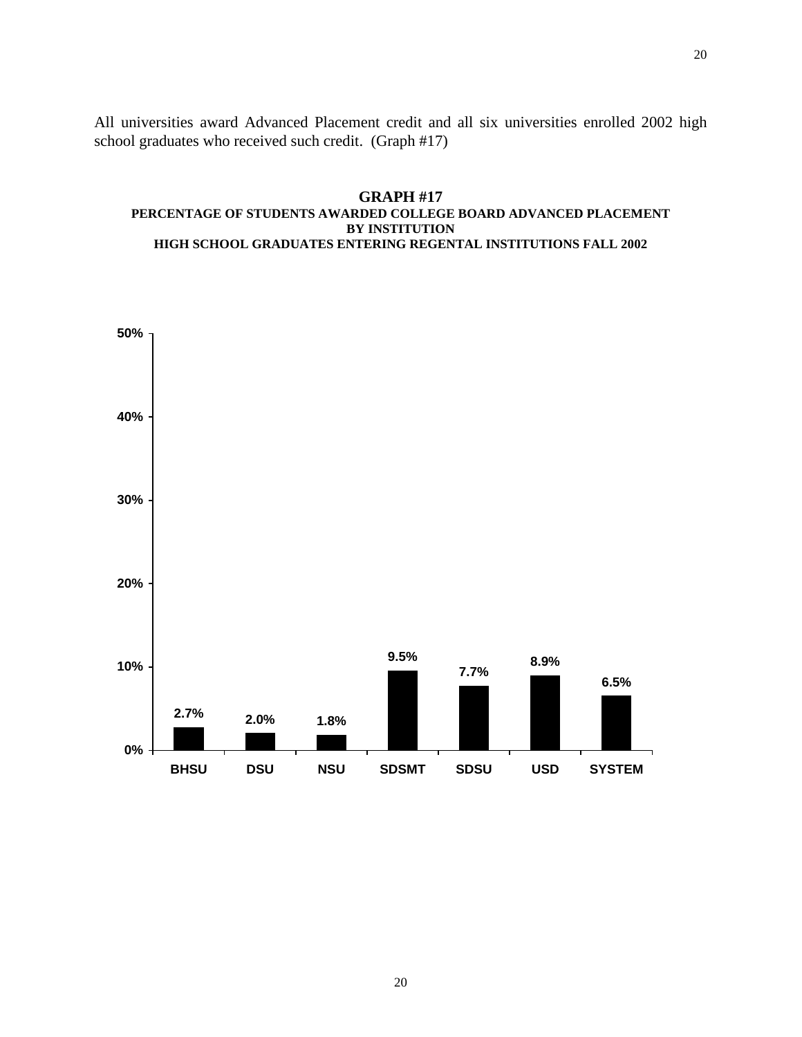All universities award Advanced Placement credit and all six universities enrolled 2002 high school graduates who received such credit. (Graph #17)

**GRAPH #17**
**PERCENTAGE OF STUDENTS AWARDED COLLEGE BOARD ADVANCED PLACEMENT BY INSTITUTION**
**HIGH SCHOOL GRADUATES ENTERING REGENTAL INSTITUTIONS FALL 2002**

| Institution | Percentage |
|---|---|
| BHSU | 2.7% |
| DSU | 2.0% |
| NSU | 1.8% |
| SDSMT | 9.5% |
| SDSU | 7.7% |
| USD | 8.9% |
| SYSTEM | 6.5% |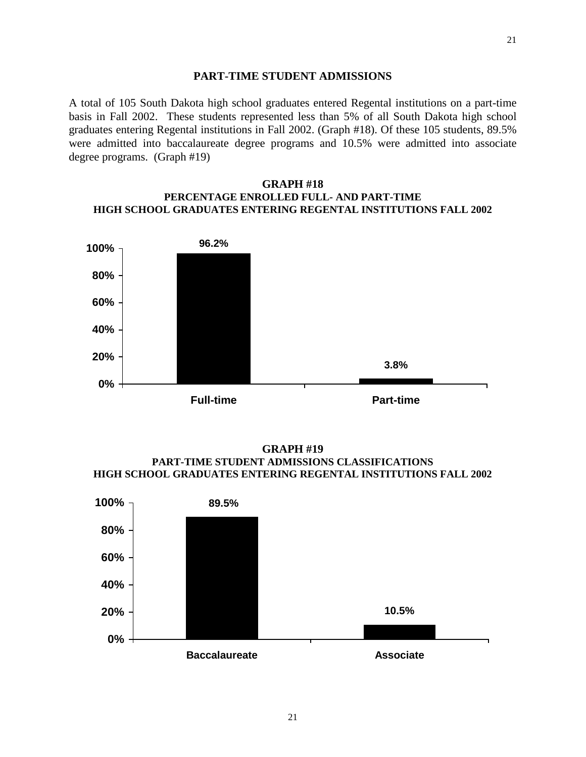## PART-TIME STUDENT ADMISSIONS

A total of 105 South Dakota high school graduates entered Regental institutions on a part-time basis in Fall 2002. These students represented less than 5% of all South Dakota high school graduates entering Regental institutions in Fall 2002. (Graph #18). Of these 105 students, 89.5% were admitted into baccalaureate degree programs and 10.5% were admitted into associate degree programs. (Graph #19)

### GRAPH #18
### PERCENTAGE ENROLLED FULL- AND PART-TIME
### HIGH SCHOOL GRADUATES ENTERING REGENTAL INSTITUTIONS FALL 2002

| | Percentage |
|---|---|
| Full-time | 96.2% |
| Part-time | 3.8% |

### GRAPH #19
### PART-TIME STUDENT ADMISSIONS CLASSIFICATIONS
### HIGH SCHOOL GRADUATES ENTERING REGENTAL INSTITUTIONS FALL 2002

| | Percentage |
|---|---|
| Baccalaureate | 89.5% |
| Associate | 10.5% |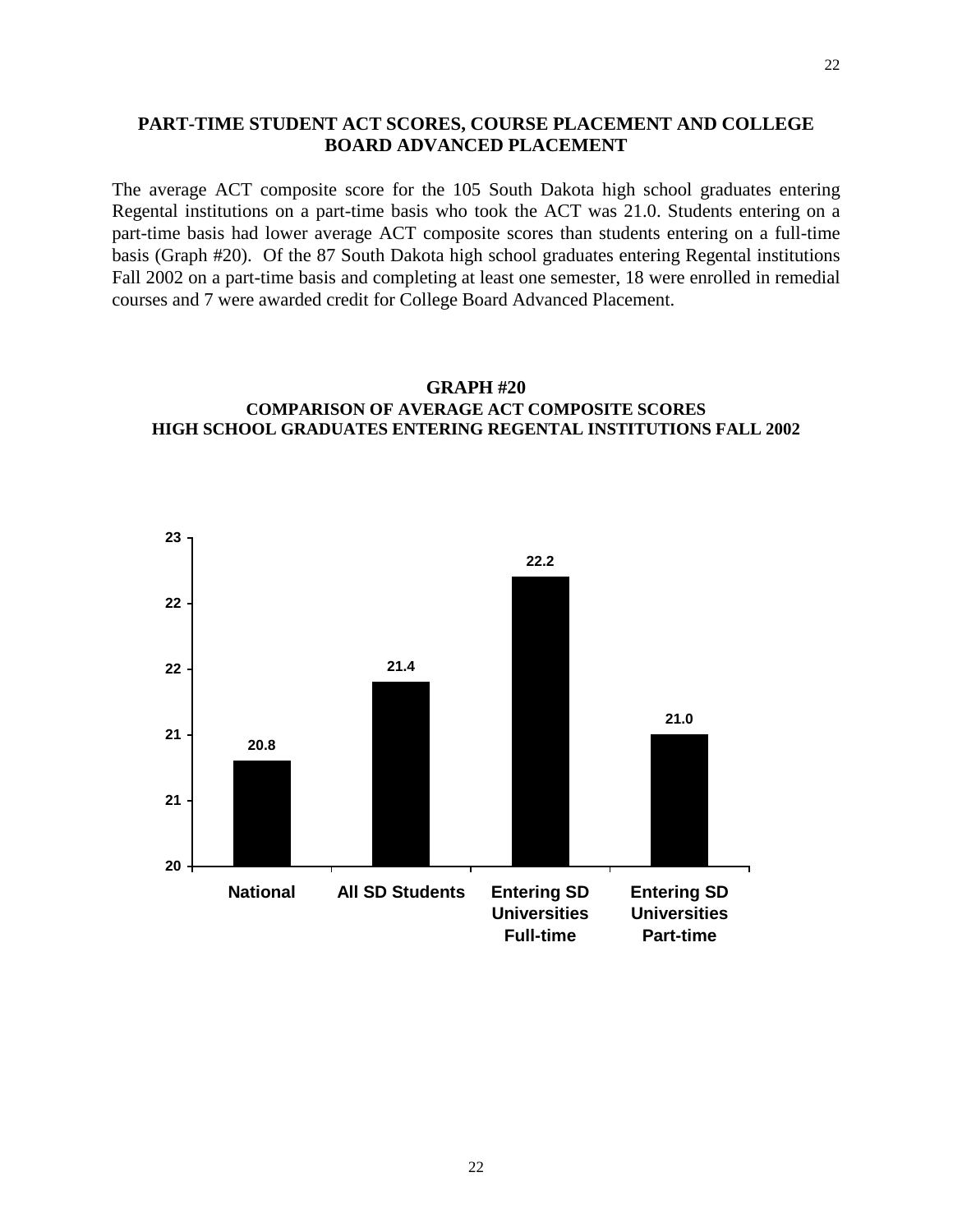## PART-TIME STUDENT ACT SCORES, COURSE PLACEMENT AND COLLEGE BOARD ADVANCED PLACEMENT

The average ACT composite score for the 105 South Dakota high school graduates entering Regental institutions on a part-time basis who took the ACT was 21.0. Students entering on a part-time basis had lower average ACT composite scores than students entering on a full-time basis (Graph #20). Of the 87 South Dakota high school graduates entering Regental institutions Fall 2002 on a part-time basis and completing at least one semester, 18 were enrolled in remedial courses and 7 were awarded credit for College Board Advanced Placement.

### GRAPH #20
### COMPARISON OF AVERAGE ACT COMPOSITE SCORES
### HIGH SCHOOL GRADUATES ENTERING REGENTAL INSTITUTIONS FALL 2002

23
22
22
21
21
20

20.8
21.4
22.2
21.0

National
All SD Students
Entering SD Universities Full-time
Entering SD Universities Part-time